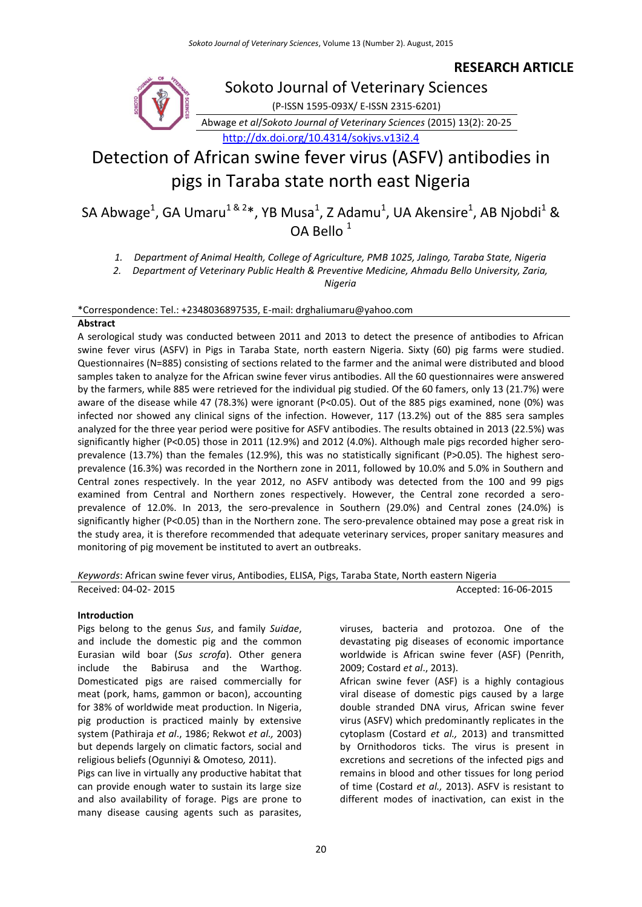RESEARCH ARTICLE

Sokoto Journal of Veterinary Sciences

(P-ISSN 1595-093X/ E-ISSN 2315-6201)

Abwage *et al*/*Sokoto Journal of Veterinary Sciences* (2015) 13(2): 20-25

http://dx.doi.org/10.4314/sokjvs.v13i2.4

# Detection of African swine fever virus (ASFV) antibodies in pigs in Taraba state north east Nigeria

SA Abwage[1], GA Umaru[1 & 2]*, YB Musa[1], Z Adamu[1], UA Akensire[1], AB Njobdi[1] & OA Bello[1]

1. *Department of Animal Health, College of Agriculture, PMB 1025, Jalingo, Taraba State, Nigeria*
2. *Department of Veterinary Public Health & Preventive Medicine, Ahmadu Bello University, Zaria, Nigeria*

*Correspondence: Tel.: +2348036897535, E-mail: drghaliumaru@yahoo.com

## Abstract

A serological study was conducted between 2011 and 2013 to detect the presence of antibodies to African swine fever virus (ASFV) in Pigs in Taraba State, north eastern Nigeria. Sixty (60) pig farms were studied. Questionnaires (N=885) consisting of sections related to the farmer and the animal were distributed and blood samples taken to analyze for the African swine fever virus antibodies. All the 60 questionnaires were answered by the farmers, while 885 were retrieved for the individual pig studied. Of the 60 famers, only 13 (21.7%) were aware of the disease while 47 (78.3%) were ignorant ($P<0.05$). Out of the 885 pigs examined, none (0%) was infected nor showed any clinical signs of the infection. However, 117 (13.2%) out of the 885 sera samples analyzed for the three year period were positive for ASFV antibodies. The results obtained in 2013 (22.5%) was significantly higher ($P<0.05$) those in 2011 (12.9%) and 2012 (4.0%). Although male pigs recorded higher sero-prevalence (13.7%) than the females (12.9%), this was no statistically significant ($P>0.05$). The highest sero-prevalence (16.3%) was recorded in the Northern zone in 2011, followed by 10.0% and 5.0% in Southern and Central zones respectively. In the year 2012, no ASFV antibody was detected from the 100 and 99 pigs examined from Central and Northern zones respectively. However, the Central zone recorded a sero-prevalence of 12.0%. In 2013, the sero-prevalence in Southern (29.0%) and Central zones (24.0%) is significantly higher ($P<0.05$) than in the Northern zone. The sero-prevalence obtained may pose a great risk in the study area, it is therefore recommended that adequate veterinary services, proper sanitary measures and monitoring of pig movement be instituted to avert an outbreaks.

*Keywords*: African swine fever virus, Antibodies, ELISA, Pigs, Taraba State, North eastern Nigeria

Received: 04-02- 2015 Accepted: 16-06-2015

## Introduction

Pigs belong to the genus *Sus*, and family *Suidae*, and include the domestic pig and the common Eurasian wild boar (*Sus scrofa*). Other genera include the Babirusa and the Warthog. Domesticated pigs are raised commercially for meat (pork, hams, gammon or bacon), accounting for 38% of worldwide meat production. In Nigeria, pig production is practiced mainly by extensive system (Pathiraja *et al*., 1986; Rekwot *et al.,* 2003) but depends largely on climatic factors, social and religious beliefs (Ogunniyi & Omoteso*,* 2011).

Pigs can live in virtually any productive habitat that can provide enough water to sustain its large size and also availability of forage. Pigs are prone to many disease causing agents such as parasites, viruses, bacteria and protozoa. One of the devastating pig diseases of economic importance worldwide is African swine fever (ASF) (Penrith, 2009; Costard *et al*., 2013).

African swine fever (ASF) is a highly contagious viral disease of domestic pigs caused by a large double stranded DNA virus, African swine fever virus (ASFV) which predominantly replicates in the cytoplasm (Costard *et al.,* 2013) and transmitted by Ornithodoros ticks. The virus is present in excretions and secretions of the infected pigs and remains in blood and other tissues for long period of time (Costard *et al.,* 2013). ASFV is resistant to different modes of inactivation, can exist in the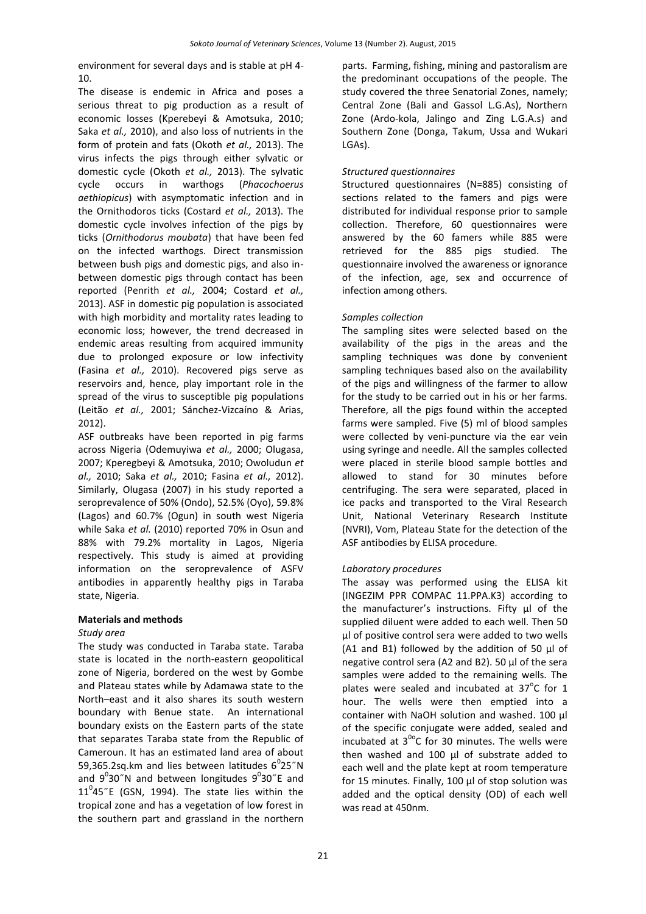environment for several days and is stable at pH 4-10.

The disease is endemic in Africa and poses a serious threat to pig production as a result of economic losses (Kperebeyi & Amotsuka, 2010; Saka *et al.,* 2010), and also loss of nutrients in the form of protein and fats (Okoth *et al.,* 2013). The virus infects the pigs through either sylvatic or domestic cycle (Okoth *et al.,* 2013). The sylvatic cycle occurs in warthogs (*Phacochoerus aethiopicus*) with asymptomatic infection and in the Ornithodoros ticks (Costard *et al.,* 2013). The domestic cycle involves infection of the pigs by ticks (*Ornithodorus moubata*) that have been fed on the infected warthogs. Direct transmission between bush pigs and domestic pigs, and also in-between domestic pigs through contact has been reported (Penrith *et al.,* 2004; Costard *et al.,* 2013). ASF in domestic pig population is associated with high morbidity and mortality rates leading to economic loss; however, the trend decreased in endemic areas resulting from acquired immunity due to prolonged exposure or low infectivity (Fasina *et al.,* 2010). Recovered pigs serve as reservoirs and, hence, play important role in the spread of the virus to susceptible pig populations (Leitão *et al.,* 2001; Sánchez-Vizcaíno & Arias, 2012).

ASF outbreaks have been reported in pig farms across Nigeria (Odemuyiwa *et al.,* 2000; Olugasa, 2007; Kperegbeyi & Amotsuka, 2010; Owoludun *et al.,* 2010; Saka *et al.,* 2010; Fasina *et al.,* 2012). Similarly, Olugasa (2007) in his study reported a seroprevalence of 50% (Ondo), 52.5% (Oyo), 59.8% (Lagos) and 60.7% (Ogun) in south west Nigeria while Saka *et al.* (2010) reported 70% in Osun and 88% with 79.2% mortality in Lagos, Nigeria respectively. This study is aimed at providing information on the seroprevalence of ASFV antibodies in apparently healthy pigs in Taraba state, Nigeria.

## Materials and methods

### *Study area*

The study was conducted in Taraba state. Taraba state is located in the north-eastern geopolitical zone of Nigeria, bordered on the west by Gombe and Plateau states while by Adamawa state to the North–east and it also shares its south western boundary with Benue state. An international boundary exists on the Eastern parts of the state that separates Taraba state from the Republic of Cameroun. It has an estimated land area of about 59,365.2sq.km and lies between latitudes $6^0$25˝N and $9^0$30˝N and between longitudes $9^0$30˝E and $11^0$45˝E (GSN, 1994). The state lies within the tropical zone and has a vegetation of low forest in the southern part and grassland in the northern parts. Farming, fishing, mining and pastoralism are the predominant occupations of the people. The study covered the three Senatorial Zones, namely; Central Zone (Bali and Gassol L.G.As), Northern Zone (Ardo-kola, Jalingo and Zing L.G.A.s) and Southern Zone (Donga, Takum, Ussa and Wukari LGAs).

### *Structured questionnaires*

Structured questionnaires (N=885) consisting of sections related to the famers and pigs were distributed for individual response prior to sample collection. Therefore, 60 questionnaires were answered by the 60 famers while 885 were retrieved for the 885 pigs studied. The questionnaire involved the awareness or ignorance of the infection, age, sex and occurrence of infection among others.

### *Samples collection*

The sampling sites were selected based on the availability of the pigs in the areas and the sampling techniques was done by convenient sampling techniques based also on the availability of the pigs and willingness of the farmer to allow for the study to be carried out in his or her farms. Therefore, all the pigs found within the accepted farms were sampled. Five (5) ml of blood samples were collected by veni-puncture via the ear vein using syringe and needle. All the samples collected were placed in sterile blood sample bottles and allowed to stand for 30 minutes before centrifuging. The sera were separated, placed in ice packs and transported to the Viral Research Unit, National Veterinary Research Institute (NVRI), Vom, Plateau State for the detection of the ASF antibodies by ELISA procedure.

### *Laboratory procedures*

The assay was performed using the ELISA kit (INGEZIM PPR COMPAC 11.PPA.K3) according to the manufacturer's instructions. Fifty µl of the supplied diluent were added to each well. Then 50 µl of positive control sera were added to two wells (A1 and B1) followed by the addition of 50 µl of negative control sera (A2 and B2). 50 µl of the sera samples were added to the remaining wells. The plates were sealed and incubated at 37$^o$C for 1 hour. The wells were then emptied into a container with NaOH solution and washed. 100 µl of the specific conjugate were added, sealed and incubated at $3^{0o}$C for 30 minutes. The wells were then washed and 100 µl of substrate added to each well and the plate kept at room temperature for 15 minutes. Finally, 100 µl of stop solution was added and the optical density (OD) of each well was read at 450nm.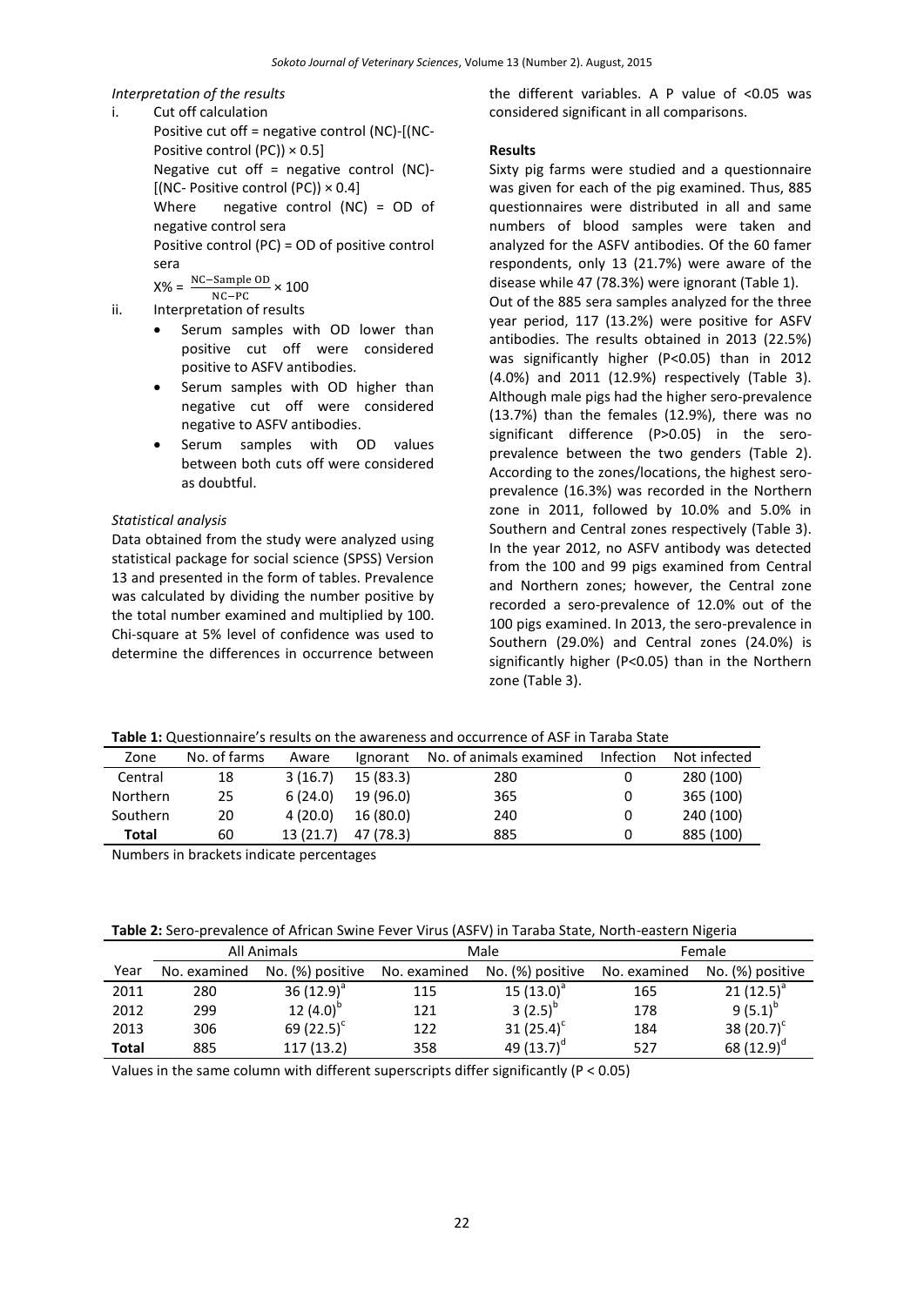*Interpretation of the results*

i. Cut off calculation

Positive cut off = negative control (NC)-[(NC-Positive control (PC)) × 0.5]

Negative cut off = negative control (NC)-[(NC- Positive control (PC)) × 0.4]

Where negative control (NC) = OD of negative control sera

Positive control (PC) = OD of positive control sera

$$X\% = \frac{NC - Sample\ OD}{NC - PC} \times 100$$

ii. Interpretation of results

- Serum samples with OD lower than positive cut off were considered positive to ASFV antibodies.
- Serum samples with OD higher than negative cut off were considered negative to ASFV antibodies.
- Serum samples with OD values between both cuts off were considered as doubtful.

*Statistical analysis*

Data obtained from the study were analyzed using statistical package for social science (SPSS) Version 13 and presented in the form of tables. Prevalence was calculated by dividing the number positive by the total number examined and multiplied by 100. Chi-square at 5% level of confidence was used to determine the differences in occurrence between the different variables. A P value of <0.05 was considered significant in all comparisons.

**Results**

Sixty pig farms were studied and a questionnaire was given for each of the pig examined. Thus, 885 questionnaires were distributed in all and same numbers of blood samples were taken and analyzed for the ASFV antibodies. Of the 60 famer respondents, only 13 (21.7%) were aware of the disease while 47 (78.3%) were ignorant (Table 1).

Out of the 885 sera samples analyzed for the three year period, 117 (13.2%) were positive for ASFV antibodies. The results obtained in 2013 (22.5%) was significantly higher (P<0.05) than in 2012 (4.0%) and 2011 (12.9%) respectively (Table 3). Although male pigs had the higher sero-prevalence (13.7%) than the females (12.9%), there was no significant difference (P>0.05) in the sero-prevalence between the two genders (Table 2). According to the zones/locations, the highest sero-prevalence (16.3%) was recorded in the Northern zone in 2011, followed by 10.0% and 5.0% in Southern and Central zones respectively (Table 3). In the year 2012, no ASFV antibody was detected from the 100 and 99 pigs examined from Central and Northern zones; however, the Central zone recorded a sero-prevalence of 12.0% out of the 100 pigs examined. In 2013, the sero-prevalence in Southern (29.0%) and Central zones (24.0%) is significantly higher (P<0.05) than in the Northern zone (Table 3).

**Table 1:** Questionnaire's results on the awareness and occurrence of ASF in Taraba State

| Zone | No. of farms | Aware | Ignorant | No. of animals examined | Infection | Not infected |
|---|---|---|---|---|---|---|
| Central | 18 | 3 (16.7) | 15 (83.3) | 280 | 0 | 280 (100) |
| Northern | 25 | 6 (24.0) | 19 (96.0) | 365 | 0 | 365 (100) |
| Southern | 20 | 4 (20.0) | 16 (80.0) | 240 | 0 | 240 (100) |
| **Total** | 60 | 13 (21.7) | 47 (78.3) | 885 | 0 | 885 (100) |

Numbers in brackets indicate percentages

**Table 2:** Sero-prevalence of African Swine Fever Virus (ASFV) in Taraba State, North-eastern Nigeria

| | All Animals | | Male | | Female | |
|---|---|---|---|---|---|---|
| Year | No. examined | No. (%) positive | No. examined | No. (%) positive | No. examined | No. (%) positive |
| 2011 | 280 | 36 (12.9)[a] | 115 | 15 (13.0)[a] | 165 | 21 (12.5)[a] |
| 2012 | 299 | 12 (4.0)[b] | 121 | 3 (2.5)[b] | 178 | 9 (5.1)[b] |
| 2013 | 306 | 69 (22.5)[c] | 122 | 31 (25.4)[c] | 184 | 38 (20.7)[c] |
| **Total** | 885 | 117 (13.2) | 358 | 49 (13.7)[d] | 527 | 68 (12.9)[d] |

Values in the same column with different superscripts differ significantly (P < 0.05)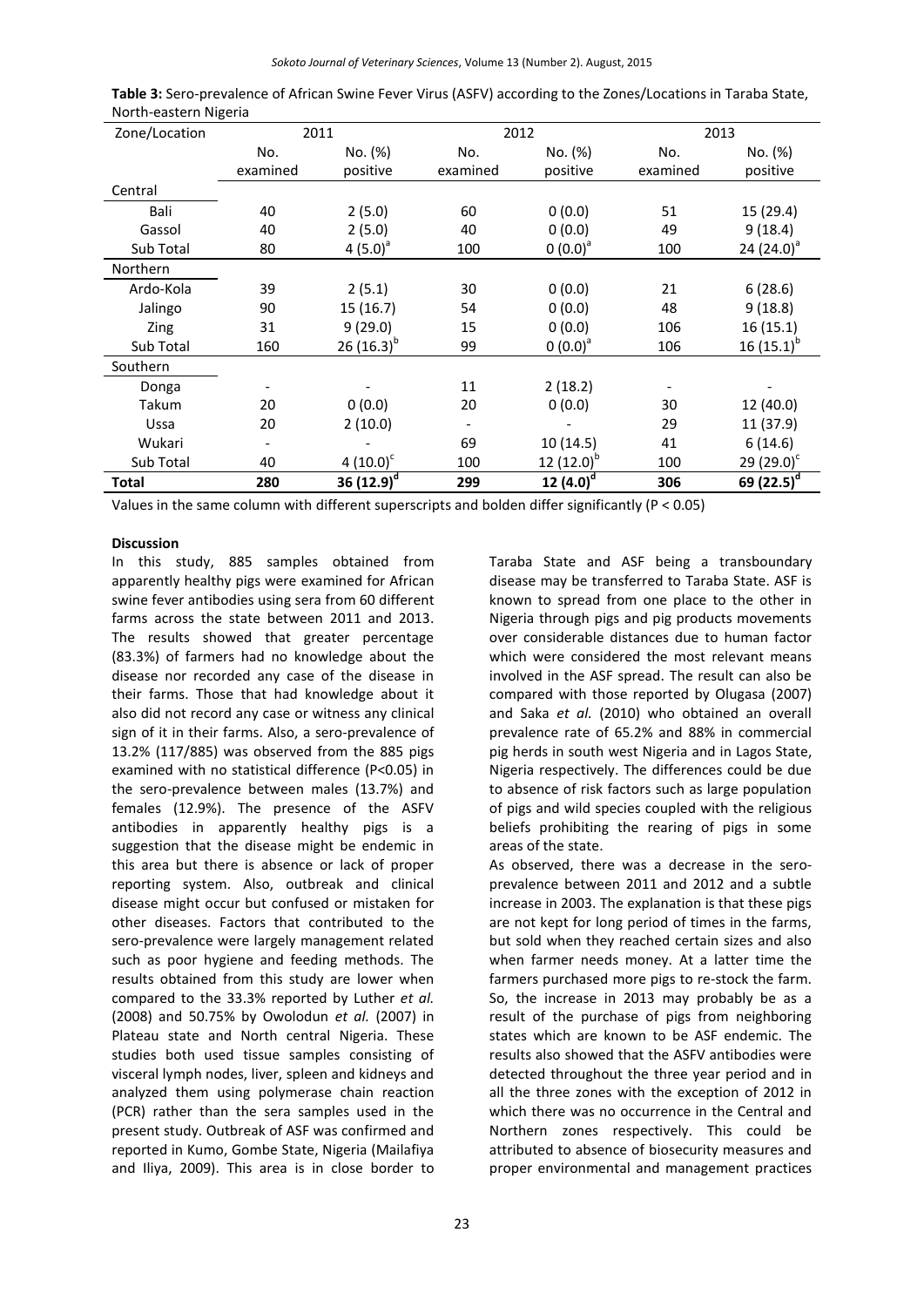**Table 3:** Sero-prevalence of African Swine Fever Virus (ASFV) according to the Zones/Locations in Taraba State, North-eastern Nigeria

| Zone/Location | 2011 | | 2012 | | 2013 | |
|---|---|---|---|---|---|---|
| | No. examined | No. (%) positive | No. examined | No. (%) positive | No. examined | No. (%) positive |
| Central | | | | | | |
| Bali | 40 | 2 (5.0) | 60 | 0 (0.0) | 51 | 15 (29.4) |
| Gassol | 40 | 2 (5.0) | 40 | 0 (0.0) | 49 | 9 (18.4) |
| Sub Total | 80 | 4 (5.0)[a] | 100 | 0 (0.0)[a] | 100 | 24 (24.0)[a] |
| Northern | | | | | | |
| Ardo-Kola | 39 | 2 (5.1) | 30 | 0 (0.0) | 21 | 6 (28.6) |
| Jalingo | 90 | 15 (16.7) | 54 | 0 (0.0) | 48 | 9 (18.8) |
| Zing | 31 | 9 (29.0) | 15 | 0 (0.0) | 106 | 16 (15.1) |
| Sub Total | 160 | 26 (16.3)[b] | 99 | 0 (0.0)[a] | 106 | 16 (15.1)[b] |
| Southern | | | | | | |
| Donga | - | - | 11 | 2 (18.2) | - | - |
| Takum | 20 | 0 (0.0) | 20 | 0 (0.0) | 30 | 12 (40.0) |
| Ussa | 20 | 2 (10.0) | - | - | 29 | 11 (37.9) |
| Wukari | - | - | 69 | 10 (14.5) | 41 | 6 (14.6) |
| Sub Total | 40 | 4 (10.0)[c] | 100 | 12 (12.0)[b] | 100 | 29 (29.0)[c] |
| **Total** | **280** | **36 (12.9)[d]** | **299** | **12 (4.0)[d]** | **306** | **69 (22.5)[d]** |

Values in the same column with different superscripts and bolden differ significantly (P < 0.05)

#### Discussion

In this study, 885 samples obtained from apparently healthy pigs were examined for African swine fever antibodies using sera from 60 different farms across the state between 2011 and 2013. The results showed that greater percentage (83.3%) of farmers had no knowledge about the disease nor recorded any case of the disease in their farms. Those that had knowledge about it also did not record any case or witness any clinical sign of it in their farms. Also, a sero-prevalence of 13.2% (117/885) was observed from the 885 pigs examined with no statistical difference (P<0.05) in the sero-prevalence between males (13.7%) and females (12.9%). The presence of the ASFV antibodies in apparently healthy pigs is a suggestion that the disease might be endemic in this area but there is absence or lack of proper reporting system. Also, outbreak and clinical disease might occur but confused or mistaken for other diseases. Factors that contributed to the sero-prevalence were largely management related such as poor hygiene and feeding methods. The results obtained from this study are lower when compared to the 33.3% reported by Luther *et al.* (2008) and 50.75% by Owolodun *et al.* (2007) in Plateau state and North central Nigeria. These studies both used tissue samples consisting of visceral lymph nodes, liver, spleen and kidneys and analyzed them using polymerase chain reaction (PCR) rather than the sera samples used in the present study. Outbreak of ASF was confirmed and reported in Kumo, Gombe State, Nigeria (Mailafiya and Iliya, 2009). This area is in close border to Taraba State and ASF being a transboundary disease may be transferred to Taraba State. ASF is known to spread from one place to the other in Nigeria through pigs and pig products movements over considerable distances due to human factor which were considered the most relevant means involved in the ASF spread. The result can also be compared with those reported by Olugasa (2007) and Saka *et al.* (2010) who obtained an overall prevalence rate of 65.2% and 88% in commercial pig herds in south west Nigeria and in Lagos State, Nigeria respectively. The differences could be due to absence of risk factors such as large population of pigs and wild species coupled with the religious beliefs prohibiting the rearing of pigs in some areas of the state.

As observed, there was a decrease in the sero-prevalence between 2011 and 2012 and a subtle increase in 2003. The explanation is that these pigs are not kept for long period of times in the farms, but sold when they reached certain sizes and also when farmer needs money. At a latter time the farmers purchased more pigs to re-stock the farm. So, the increase in 2013 may probably be as a result of the purchase of pigs from neighboring states which are known to be ASF endemic. The results also showed that the ASFV antibodies were detected throughout the three year period and in all the three zones with the exception of 2012 in which there was no occurrence in the Central and Northern zones respectively. This could be attributed to absence of biosecurity measures and proper environmental and management practices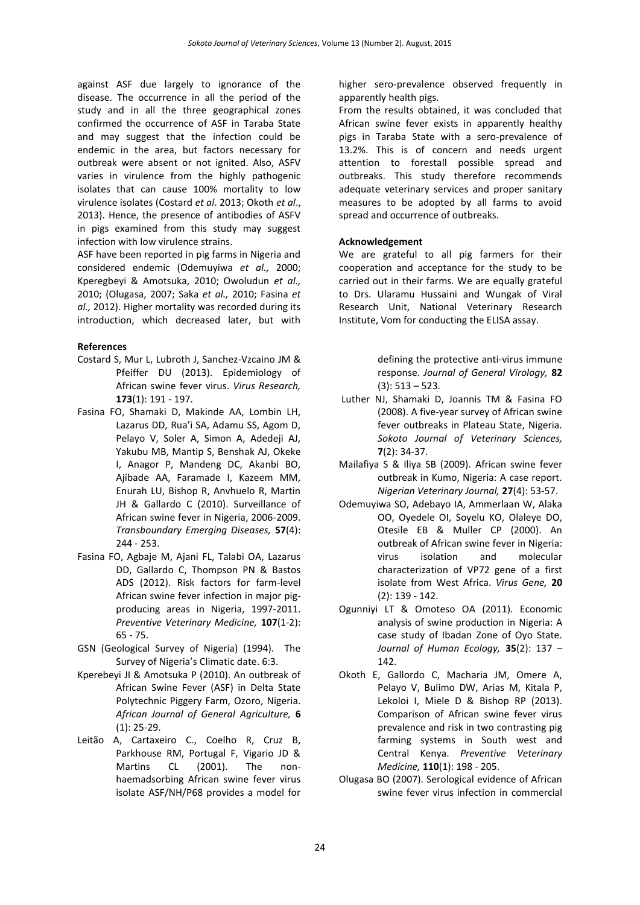against ASF due largely to ignorance of the disease. The occurrence in all the period of the study and in all the three geographical zones confirmed the occurrence of ASF in Taraba State and may suggest that the infection could be endemic in the area, but factors necessary for outbreak were absent or not ignited. Also, ASFV varies in virulence from the highly pathogenic isolates that can cause 100% mortality to low virulence isolates (Costard *et al*. 2013; Okoth *et al*., 2013). Hence, the presence of antibodies of ASFV in pigs examined from this study may suggest infection with low virulence strains.

ASF have been reported in pig farms in Nigeria and considered endemic (Odemuyiwa *et al.,* 2000; Kperegbeyi & Amotsuka, 2010; Owoludun *et al.,* 2010; (Olugasa, 2007; Saka *et al.,* 2010; Fasina *et al.,* 2012). Higher mortality was recorded during its introduction, which decreased later, but with higher sero-prevalence observed frequently in apparently health pigs.

From the results obtained, it was concluded that African swine fever exists in apparently healthy pigs in Taraba State with a sero-prevalence of 13.2%. This is of concern and needs urgent attention to forestall possible spread and outbreaks. This study therefore recommends adequate veterinary services and proper sanitary measures to be adopted by all farms to avoid spread and occurrence of outbreaks.

**Acknowledgement**

We are grateful to all pig farmers for their cooperation and acceptance for the study to be carried out in their farms. We are equally grateful to Drs. Ularamu Hussaini and Wungak of Viral Research Unit, National Veterinary Research Institute, Vom for conducting the ELISA assay.

**References**

Costard S, Mur L, Lubroth J, Sanchez-Vzcaino JM & Pfeiffer DU (2013). Epidemiology of African swine fever virus. *Virus Research,* **173**(1): 191 - 197.

Fasina FO, Shamaki D, Makinde AA, Lombin LH, Lazarus DD, Rua'i SA, Adamu SS, Agom D, Pelayo V, Soler A, Simon A, Adedeji AJ, Yakubu MB, Mantip S, Benshak AJ, Okeke I, Anagor P, Mandeng DC, Akanbi BO, Ajibade AA, Faramade I, Kazeem MM, Enurah LU, Bishop R, Anvhuelo R, Martin JH & Gallardo C (2010). Surveillance of African swine fever in Nigeria, 2006-2009. *Transboundary Emerging Diseases,* **57**(4): 244 - 253.

Fasina FO, Agbaje M, Ajani FL, Talabi OA, Lazarus DD, Gallardo C, Thompson PN & Bastos ADS (2012). Risk factors for farm-level African swine fever infection in major pig-producing areas in Nigeria, 1997-2011. *Preventive Veterinary Medicine,* **107**(1-2): 65 - 75.

GSN (Geological Survey of Nigeria) (1994). The Survey of Nigeria's Climatic date. 6:3.

Kperebeyi JI & Amotsuka P (2010). An outbreak of African Swine Fever (ASF) in Delta State Polytechnic Piggery Farm, Ozoro, Nigeria. *African Journal of General Agriculture,* **6** (1): 25-29.

Leitão A, Cartaxeiro C., Coelho R, Cruz B, Parkhouse RM, Portugal F, Vigario JD & Martins CL (2001). The non-haemadsorbing African swine fever virus isolate ASF/NH/P68 provides a model for defining the protective anti-virus immune response. *Journal of General Virology,* **82** (3): 513 – 523.

Luther NJ, Shamaki D, Joannis TM & Fasina FO (2008). A five-year survey of African swine fever outbreaks in Plateau State, Nigeria. *Sokoto Journal of Veterinary Sciences,* **7**(2): 34-37.

Mailafiya S & Iliya SB (2009). African swine fever outbreak in Kumo, Nigeria: A case report. *Nigerian Veterinary Journal,* **27**(4): 53-57.

Odemuyiwa SO, Adebayo IA, Ammerlaan W, Alaka OO, Oyedele OI, Soyelu KO, Olaleye DO, Otesile EB & Muller CP (2000). An outbreak of African swine fever in Nigeria: virus isolation and molecular characterization of VP72 gene of a first isolate from West Africa. *Virus Gene,* **20** (2): 139 - 142.

Ogunniyi LT & Omoteso OA (2011). Economic analysis of swine production in Nigeria: A case study of Ibadan Zone of Oyo State. *Journal of Human Ecology,* **35**(2): 137 – 142.

Okoth E, Gallordo C, Macharia JM, Omere A, Pelayo V, Bulimo DW, Arias M, Kitala P, Lekoloi I, Miele D & Bishop RP (2013). Comparison of African swine fever virus prevalence and risk in two contrasting pig farming systems in South west and Central Kenya. *Preventive Veterinary Medicine,* **110**(1): 198 - 205.

Olugasa BO (2007). Serological evidence of African swine fever virus infection in commercial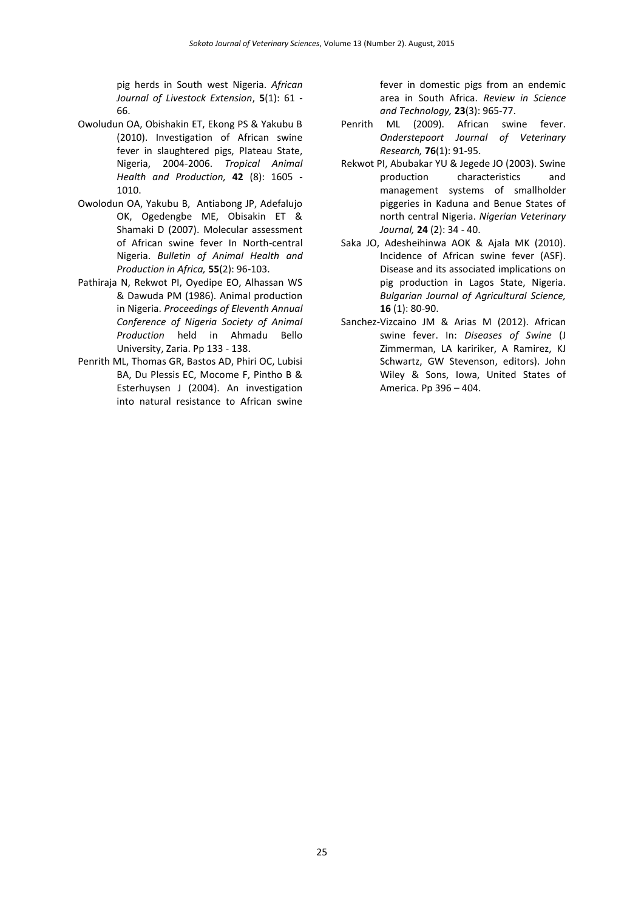pig herds in South west Nigeria. *African Journal of Livestock Extension*, **5**(1): 61 - 66.

Owoludun OA, Obishakin ET, Ekong PS & Yakubu B (2010). Investigation of African swine fever in slaughtered pigs, Plateau State, Nigeria, 2004-2006. *Tropical Animal Health and Production,* **42** (8): 1605 - 1010.

Owolodun OA, Yakubu B, Antiabong JP, Adefalujo OK, Ogedengbe ME, Obisakin ET & Shamaki D (2007). Molecular assessment of African swine fever In North-central Nigeria. *Bulletin of Animal Health and Production in Africa,* **55**(2): 96-103.

Pathiraja N, Rekwot PI, Oyedipe EO, Alhassan WS & Dawuda PM (1986). Animal production in Nigeria. *Proceedings of Eleventh Annual Conference of Nigeria Society of Animal Production* held in Ahmadu Bello University, Zaria. Pp 133 - 138.

Penrith ML, Thomas GR, Bastos AD, Phiri OC, Lubisi BA, Du Plessis EC, Mocome F, Pintho B & Esterhuysen J (2004). An investigation into natural resistance to African swine fever in domestic pigs from an endemic area in South Africa. *Review in Science and Technology,* **23**(3): 965-77.

Penrith ML (2009). African swine fever. *Onderstepoort Journal of Veterinary Research,* **76**(1): 91-95.

Rekwot PI, Abubakar YU & Jegede JO (2003). Swine production characteristics and management systems of smallholder piggeries in Kaduna and Benue States of north central Nigeria. *Nigerian Veterinary Journal,* **24** (2): 34 - 40.

Saka JO, Adesheihinwa AOK & Ajala MK (2010). Incidence of African swine fever (ASF). Disease and its associated implications on pig production in Lagos State, Nigeria. *Bulgarian Journal of Agricultural Science,* **16** (1): 80-90.

Sanchez-Vizcaino JM & Arias M (2012). African swine fever. In: *Diseases of Swine* (J Zimmerman, LA karinker, A Ramirez, KJ Schwartz, GW Stevenson, editors). John Wiley & Sons, Iowa, United States of America. Pp 396 – 404.